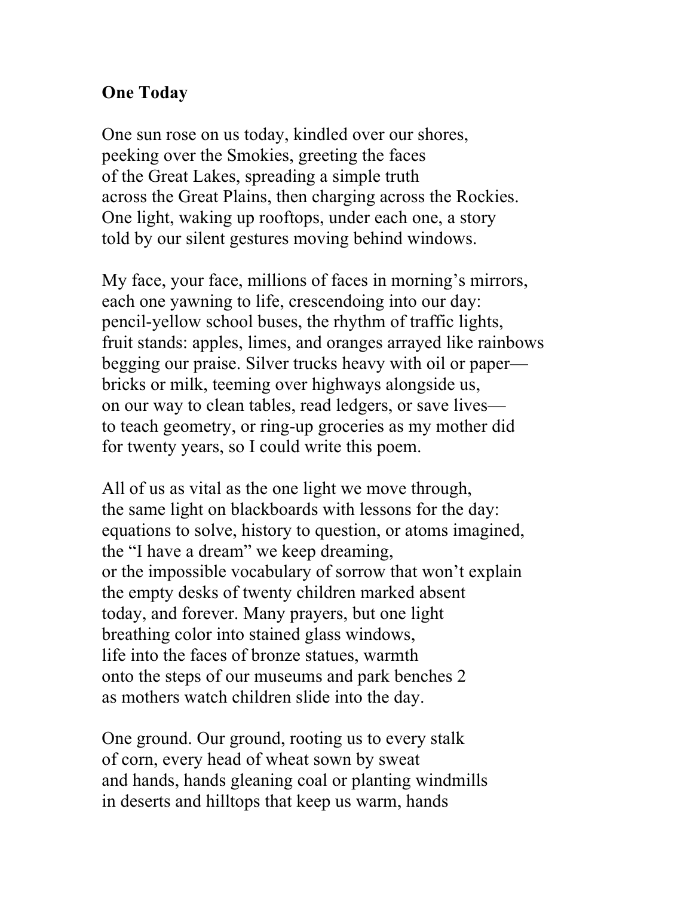**One Today**

One sun rose on us today, kindled over our shores,  
peeking over the Smokies, greeting the faces  
of the Great Lakes, spreading a simple truth  
across the Great Plains, then charging across the Rockies.  
One light, waking up rooftops, under each one, a story  
told by our silent gestures moving behind windows.

My face, your face, millions of faces in morning's mirrors,  
each one yawning to life, crescendoing into our day:  
pencil-yellow school buses, the rhythm of traffic lights,  
fruit stands: apples, limes, and oranges arrayed like rainbows  
begging our praise. Silver trucks heavy with oil or paper—  
bricks or milk, teeming over highways alongside us,  
on our way to clean tables, read ledgers, or save lives—  
to teach geometry, or ring-up groceries as my mother did  
for twenty years, so I could write this poem.

All of us as vital as the one light we move through,  
the same light on blackboards with lessons for the day:  
equations to solve, history to question, or atoms imagined,  
the "I have a dream" we keep dreaming,  
or the impossible vocabulary of sorrow that won't explain  
the empty desks of twenty children marked absent  
today, and forever. Many prayers, but one light  
breathing color into stained glass windows,  
life into the faces of bronze statues, warmth  
onto the steps of our museums and park benches 2  
as mothers watch children slide into the day.

One ground. Our ground, rooting us to every stalk  
of corn, every head of wheat sown by sweat  
and hands, hands gleaning coal or planting windmills  
in deserts and hilltops that keep us warm, hands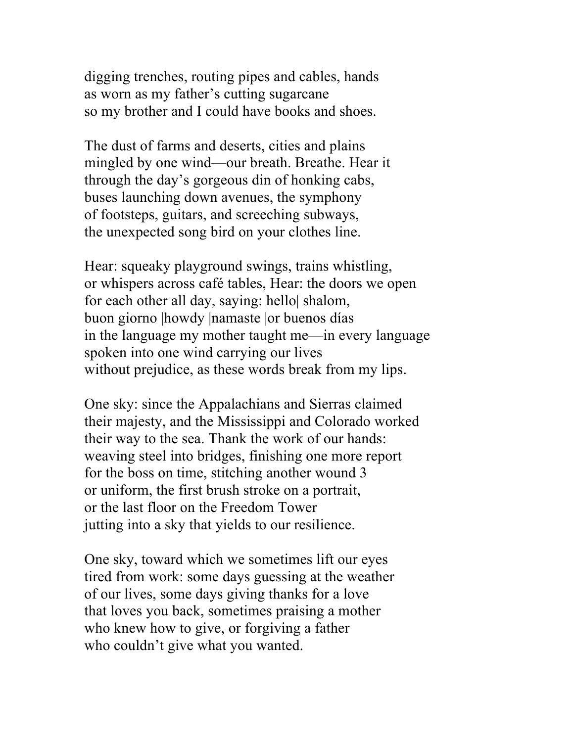digging trenches, routing pipes and cables, hands  
as worn as my father's cutting sugarcane  
so my brother and I could have books and shoes.

The dust of farms and deserts, cities and plains  
mingled by one wind—our breath. Breathe. Hear it  
through the day's gorgeous din of honking cabs,  
buses launching down avenues, the symphony  
of footsteps, guitars, and screeching subways,  
the unexpected song bird on your clothes line.

Hear: squeaky playground swings, trains whistling,  
or whispers across café tables, Hear: the doors we open  
for each other all day, saying: hello| shalom,  
buon giorno |howdy |namaste |or buenos días  
in the language my mother taught me—in every language  
spoken into one wind carrying our lives  
without prejudice, as these words break from my lips.

One sky: since the Appalachians and Sierras claimed  
their majesty, and the Mississippi and Colorado worked  
their way to the sea. Thank the work of our hands:  
weaving steel into bridges, finishing one more report  
for the boss on time, stitching another wound 3  
or uniform, the first brush stroke on a portrait,  
or the last floor on the Freedom Tower  
jutting into a sky that yields to our resilience.

One sky, toward which we sometimes lift our eyes  
tired from work: some days guessing at the weather  
of our lives, some days giving thanks for a love  
that loves you back, sometimes praising a mother  
who knew how to give, or forgiving a father  
who couldn't give what you wanted.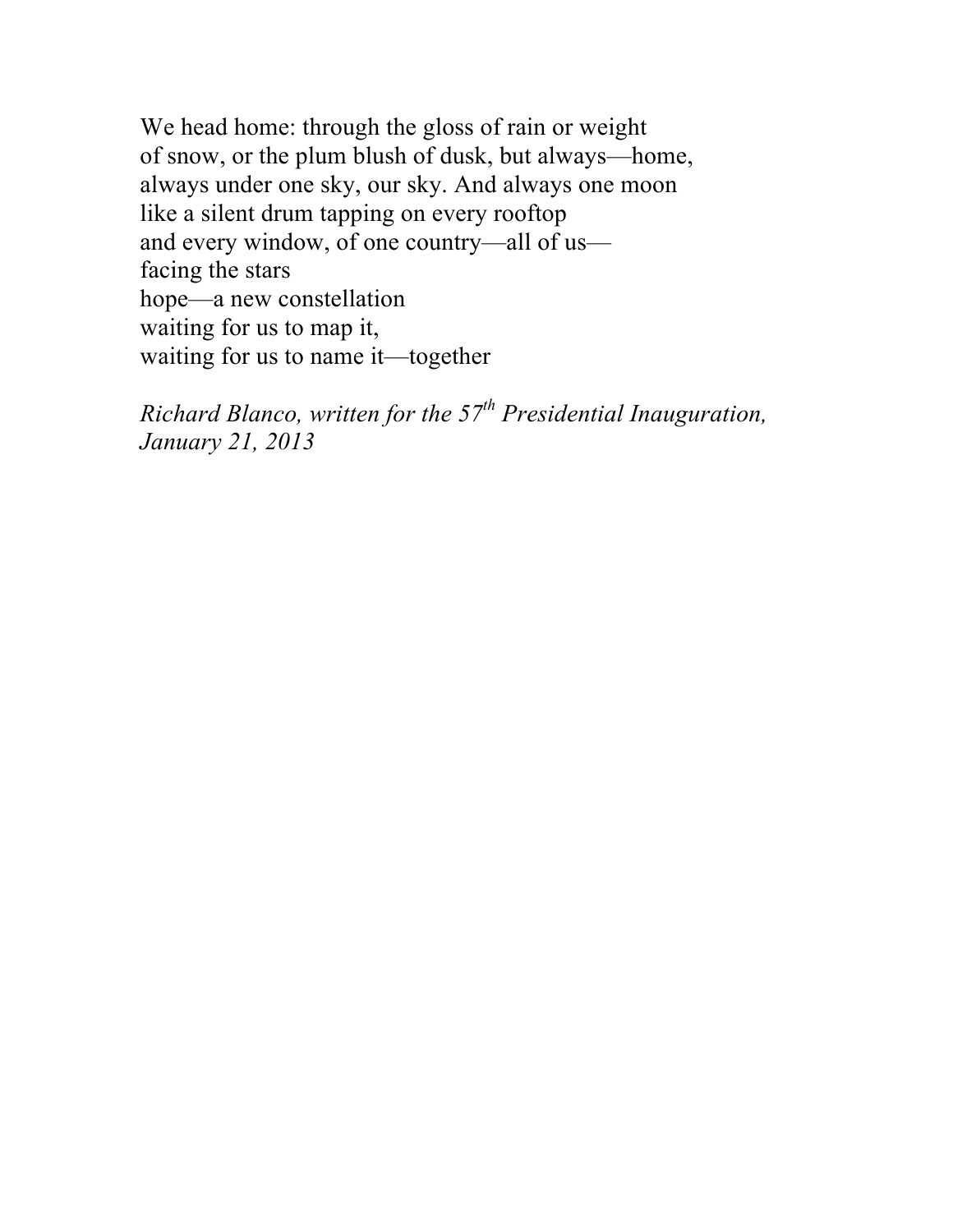We head home: through the gloss of rain or weight  
of snow, or the plum blush of dusk, but always—home,  
always under one sky, our sky. And always one moon  
like a silent drum tapping on every rooftop  
and every window, of one country—all of us—  
facing the stars  
hope—a new constellation  
waiting for us to map it,  
waiting for us to name it—together

*Richard Blanco, written for the 57th Presidential Inauguration, January 21, 2013*